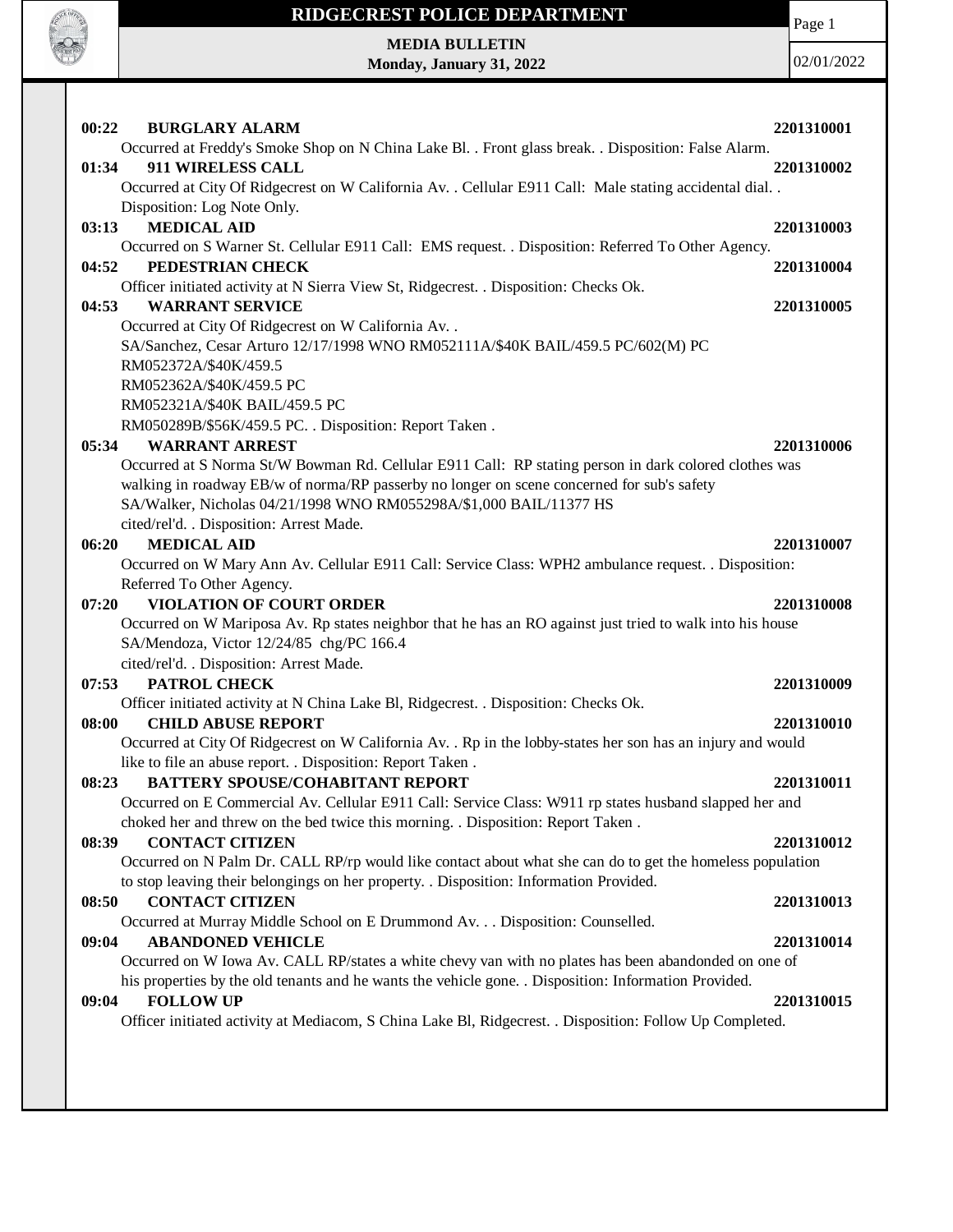# RIDGECREST POLICE DEPARTMENT

**MEDIA BULLETIN**
**Monday, January 31, 2022**

02/01/2022

**00:22 BURGLARY ALARM** **2201310001**
Occurred at Freddy's Smoke Shop on N China Lake Bl. . Front glass break. . Disposition: False Alarm.

**01:34 911 WIRELESS CALL** **2201310002**
Occurred at City Of Ridgecrest on W California Av. . Cellular E911 Call: Male stating accidental dial. . Disposition: Log Note Only.

**03:13 MEDICAL AID** **2201310003**
Occurred on S Warner St. Cellular E911 Call: EMS request. . Disposition: Referred To Other Agency.

**04:52 PEDESTRIAN CHECK** **2201310004**
Officer initiated activity at N Sierra View St, Ridgecrest. . Disposition: Checks Ok.

**04:53 WARRANT SERVICE** **2201310005**
Occurred at City Of Ridgecrest on W California Av. .
SA/Sanchez, Cesar Arturo 12/17/1998 WNO RM052111A/$40K BAIL/459.5 PC/602(M) PC
RM052372A/$40K/459.5
RM052362A/$40K/459.5 PC
RM052321A/$40K BAIL/459.5 PC
RM050289B/$56K/459.5 PC. . Disposition: Report Taken .

**05:34 WARRANT ARREST** **2201310006**
Occurred at S Norma St/W Bowman Rd. Cellular E911 Call: RP stating person in dark colored clothes was walking in roadway EB/w of norma/RP passerby no longer on scene concerned for sub's safety
SA/Walker, Nicholas 04/21/1998 WNO RM055298A/$1,000 BAIL/11377 HS
cited/rel'd. . Disposition: Arrest Made.

**06:20 MEDICAL AID** **2201310007**
Occurred on W Mary Ann Av. Cellular E911 Call: Service Class: WPH2 ambulance request. . Disposition: Referred To Other Agency.

**07:20 VIOLATION OF COURT ORDER** **2201310008**
Occurred on W Mariposa Av. Rp states neighbor that he has an RO against just tried to walk into his house
SA/Mendoza, Victor 12/24/85 chg/PC 166.4
cited/rel'd. . Disposition: Arrest Made.

**07:53 PATROL CHECK** **2201310009**
Officer initiated activity at N China Lake Bl, Ridgecrest. . Disposition: Checks Ok.

**08:00 CHILD ABUSE REPORT** **2201310010**
Occurred at City Of Ridgecrest on W California Av. . Rp in the lobby-states her son has an injury and would like to file an abuse report. . Disposition: Report Taken .

**08:23 BATTERY SPOUSE/COHABITANT REPORT** **2201310011**
Occurred on E Commercial Av. Cellular E911 Call: Service Class: W911 rp states husband slapped her and choked her and threw on the bed twice this morning. . Disposition: Report Taken .

**08:39 CONTACT CITIZEN** **2201310012**
Occurred on N Palm Dr. CALL RP/rp would like contact about what she can do to get the homeless population to stop leaving their belongings on her property. . Disposition: Information Provided.

**08:50 CONTACT CITIZEN** **2201310013**
Occurred at Murray Middle School on E Drummond Av. . . Disposition: Counselled.

**09:04 ABANDONED VEHICLE** **2201310014**
Occurred on W Iowa Av. CALL RP/states a white chevy van with no plates has been abandonded on one of his properties by the old tenants and he wants the vehicle gone. . Disposition: Information Provided.

**09:04 FOLLOW UP** **2201310015**
Officer initiated activity at Mediacom, S China Lake Bl, Ridgecrest. . Disposition: Follow Up Completed.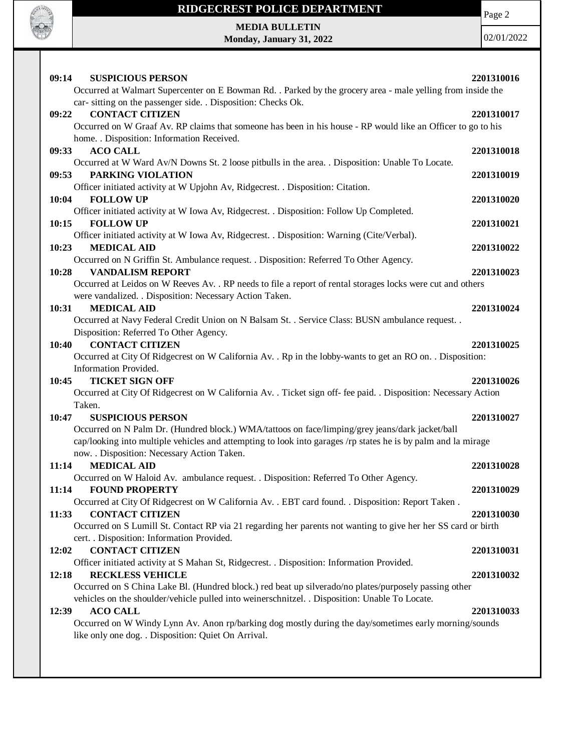**09:14 SUSPICIOUS PERSON** **2201310016**
Occurred at Walmart Supercenter on E Bowman Rd. . Parked by the grocery area - male yelling from inside the car- sitting on the passenger side. . Disposition: Checks Ok.

**09:22 CONTACT CITIZEN** **2201310017**
Occurred on W Graaf Av. RP claims that someone has been in his house - RP would like an Officer to go to his home. . Disposition: Information Received.

**09:33 ACO CALL** **2201310018**
Occurred at W Ward Av/N Downs St. 2 loose pitbulls in the area. . Disposition: Unable To Locate.

**09:53 PARKING VIOLATION** **2201310019**
Officer initiated activity at W Upjohn Av, Ridgecrest. . Disposition: Citation.

**10:04 FOLLOW UP** **2201310020**
Officer initiated activity at W Iowa Av, Ridgecrest. . Disposition: Follow Up Completed.

**10:15 FOLLOW UP** **2201310021**
Officer initiated activity at W Iowa Av, Ridgecrest. . Disposition: Warning (Cite/Verbal).

**10:23 MEDICAL AID** **2201310022**
Occurred on N Griffin St. Ambulance request. . Disposition: Referred To Other Agency.

**10:28 VANDALISM REPORT** **2201310023**
Occurred at Leidos on W Reeves Av. . RP needs to file a report of rental storages locks were cut and others were vandalized. . Disposition: Necessary Action Taken.

**10:31 MEDICAL AID** **2201310024**
Occurred at Navy Federal Credit Union on N Balsam St. . Service Class: BUSN ambulance request. . Disposition: Referred To Other Agency.

**10:40 CONTACT CITIZEN** **2201310025**
Occurred at City Of Ridgecrest on W California Av. . Rp in the lobby-wants to get an RO on. . Disposition: Information Provided.

**10:45 TICKET SIGN OFF** **2201310026**
Occurred at City Of Ridgecrest on W California Av. . Ticket sign off- fee paid. . Disposition: Necessary Action Taken.

**10:47 SUSPICIOUS PERSON** **2201310027**
Occurred on N Palm Dr. (Hundred block.) WMA/tattoos on face/limping/grey jeans/dark jacket/ball cap/looking into multiple vehicles and attempting to look into garages /rp states he is by palm and la mirage now. . Disposition: Necessary Action Taken.

**11:14 MEDICAL AID** **2201310028**
Occurred on W Haloid Av. ambulance request. . Disposition: Referred To Other Agency.

**11:14 FOUND PROPERTY** **2201310029**
Occurred at City Of Ridgecrest on W California Av. . EBT card found. . Disposition: Report Taken .

**11:33 CONTACT CITIZEN** **2201310030**
Occurred on S Lumill St. Contact RP via 21 regarding her parents not wanting to give her her SS card or birth cert. . Disposition: Information Provided.

**12:02 CONTACT CITIZEN** **2201310031**
Officer initiated activity at S Mahan St, Ridgecrest. . Disposition: Information Provided.

**12:18 RECKLESS VEHICLE** **2201310032**
Occurred on S China Lake Bl. (Hundred block.) red beat up silverado/no plates/purposely passing other vehicles on the shoulder/vehicle pulled into weinerschnitzel. . Disposition: Unable To Locate.

**12:39 ACO CALL** **2201310033**
Occurred on W Windy Lynn Av. Anon rp/barking dog mostly during the day/sometimes early morning/sounds like only one dog. . Disposition: Quiet On Arrival.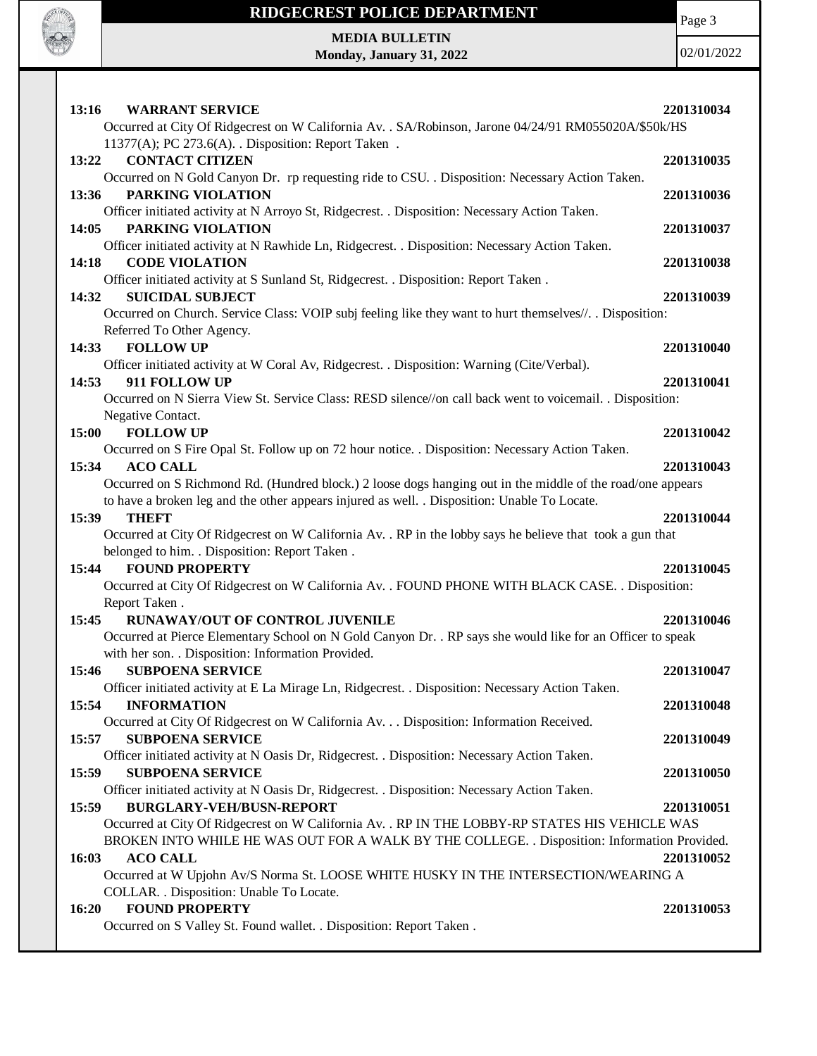**13:16 WARRANT SERVICE** **2201310034**
Occurred at City Of Ridgecrest on W California Av. . SA/Robinson, Jarone 04/24/91 RM055020A/$50k/HS 11377(A); PC 273.6(A). . Disposition: Report Taken .

**13:22 CONTACT CITIZEN** **2201310035**
Occurred on N Gold Canyon Dr. rp requesting ride to CSU. . Disposition: Necessary Action Taken.

**13:36 PARKING VIOLATION** **2201310036**
Officer initiated activity at N Arroyo St, Ridgecrest. . Disposition: Necessary Action Taken.

**14:05 PARKING VIOLATION** **2201310037**
Officer initiated activity at N Rawhide Ln, Ridgecrest. . Disposition: Necessary Action Taken.

**14:18 CODE VIOLATION** **2201310038**
Officer initiated activity at S Sunland St, Ridgecrest. . Disposition: Report Taken .

**14:32 SUICIDAL SUBJECT** **2201310039**
Occurred on Church. Service Class: VOIP subj feeling like they want to hurt themselves//. . Disposition: Referred To Other Agency.

**14:33 FOLLOW UP** **2201310040**
Officer initiated activity at W Coral Av, Ridgecrest. . Disposition: Warning (Cite/Verbal).

**14:53 911 FOLLOW UP** **2201310041**
Occurred on N Sierra View St. Service Class: RESD silence//on call back went to voicemail. . Disposition: Negative Contact.

**15:00 FOLLOW UP** **2201310042**
Occurred on S Fire Opal St. Follow up on 72 hour notice. . Disposition: Necessary Action Taken.

**15:34 ACO CALL** **2201310043**
Occurred on S Richmond Rd. (Hundred block.) 2 loose dogs hanging out in the middle of the road/one appears to have a broken leg and the other appears injured as well. . Disposition: Unable To Locate.

**15:39 THEFT** **2201310044**
Occurred at City Of Ridgecrest on W California Av. . RP in the lobby says he believe that took a gun that belonged to him. . Disposition: Report Taken .

**15:44 FOUND PROPERTY** **2201310045**
Occurred at City Of Ridgecrest on W California Av. . FOUND PHONE WITH BLACK CASE. . Disposition: Report Taken .

**15:45 RUNAWAY/OUT OF CONTROL JUVENILE** **2201310046**
Occurred at Pierce Elementary School on N Gold Canyon Dr. . RP says she would like for an Officer to speak with her son. . Disposition: Information Provided.

**15:46 SUBPOENA SERVICE** **2201310047**
Officer initiated activity at E La Mirage Ln, Ridgecrest. . Disposition: Necessary Action Taken.

**15:54 INFORMATION** **2201310048**
Occurred at City Of Ridgecrest on W California Av. . . Disposition: Information Received.

**15:57 SUBPOENA SERVICE** **2201310049**
Officer initiated activity at N Oasis Dr, Ridgecrest. . Disposition: Necessary Action Taken.

**15:59 SUBPOENA SERVICE** **2201310050**
Officer initiated activity at N Oasis Dr, Ridgecrest. . Disposition: Necessary Action Taken.

**15:59 BURGLARY-VEH/BUSN-REPORT** **2201310051**
Occurred at City Of Ridgecrest on W California Av. . RP IN THE LOBBY-RP STATES HIS VEHICLE WAS BROKEN INTO WHILE HE WAS OUT FOR A WALK BY THE COLLEGE. . Disposition: Information Provided.

**16:03 ACO CALL** **2201310052**
Occurred at W Upjohn Av/S Norma St. LOOSE WHITE HUSKY IN THE INTERSECTION/WEARING A COLLAR. . Disposition: Unable To Locate.

**16:20 FOUND PROPERTY** **2201310053**
Occurred on S Valley St. Found wallet. . Disposition: Report Taken .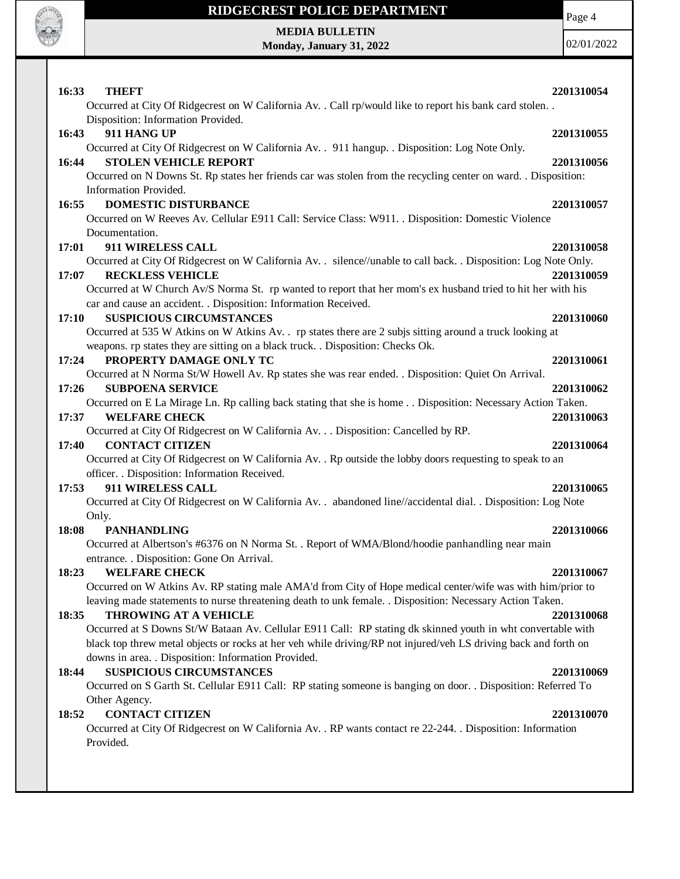**16:33 THEFT** **2201310054**

Occurred at City Of Ridgecrest on W California Av. . Call rp/would like to report his bank card stolen. . Disposition: Information Provided.

**16:43 911 HANG UP** **2201310055**

Occurred at City Of Ridgecrest on W California Av. . 911 hangup. . Disposition: Log Note Only.

**16:44 STOLEN VEHICLE REPORT** **2201310056**

Occurred on N Downs St. Rp states her friends car was stolen from the recycling center on ward. . Disposition: Information Provided.

**16:55 DOMESTIC DISTURBANCE** **2201310057**

Occurred on W Reeves Av. Cellular E911 Call: Service Class: W911. . Disposition: Domestic Violence Documentation.

**17:01 911 WIRELESS CALL** **2201310058**

Occurred at City Of Ridgecrest on W California Av. . silence//unable to call back. . Disposition: Log Note Only.

**17:07 RECKLESS VEHICLE** **2201310059**

Occurred at W Church Av/S Norma St. rp wanted to report that her mom's ex husband tried to hit her with his car and cause an accident. . Disposition: Information Received.

**17:10 SUSPICIOUS CIRCUMSTANCES** **2201310060**

Occurred at 535 W Atkins on W Atkins Av. . rp states there are 2 subjs sitting around a truck looking at weapons. rp states they are sitting on a black truck. . Disposition: Checks Ok.

**17:24 PROPERTY DAMAGE ONLY TC** **2201310061**

Occurred at N Norma St/W Howell Av. Rp states she was rear ended. . Disposition: Quiet On Arrival.

**17:26 SUBPOENA SERVICE** **2201310062**

Occurred on E La Mirage Ln. Rp calling back stating that she is home . . Disposition: Necessary Action Taken.

**17:37 WELFARE CHECK** **2201310063**

Occurred at City Of Ridgecrest on W California Av. . . Disposition: Cancelled by RP.

**17:40 CONTACT CITIZEN** **2201310064**

Occurred at City Of Ridgecrest on W California Av. . Rp outside the lobby doors requesting to speak to an officer. . Disposition: Information Received.

**17:53 911 WIRELESS CALL** **2201310065**

Occurred at City Of Ridgecrest on W California Av. . abandoned line//accidental dial. . Disposition: Log Note Only.

**18:08 PANHANDLING** **2201310066**

Occurred at Albertson's #6376 on N Norma St. . Report of WMA/Blond/hoodie panhandling near main entrance. . Disposition: Gone On Arrival.

**18:23 WELFARE CHECK** **2201310067**

Occurred on W Atkins Av. RP stating male AMA'd from City of Hope medical center/wife was with him/prior to leaving made statements to nurse threatening death to unk female. . Disposition: Necessary Action Taken.

**18:35 THROWING AT A VEHICLE** **2201310068**

Occurred at S Downs St/W Bataan Av. Cellular E911 Call: RP stating dk skinned youth in wht convertable with black top threw metal objects or rocks at her veh while driving/RP not injured/veh LS driving back and forth on downs in area. . Disposition: Information Provided.

**18:44 SUSPICIOUS CIRCUMSTANCES** **2201310069**

Occurred on S Garth St. Cellular E911 Call: RP stating someone is banging on door. . Disposition: Referred To Other Agency.

**18:52 CONTACT CITIZEN** **2201310070**

Occurred at City Of Ridgecrest on W California Av. . RP wants contact re 22-244. . Disposition: Information Provided.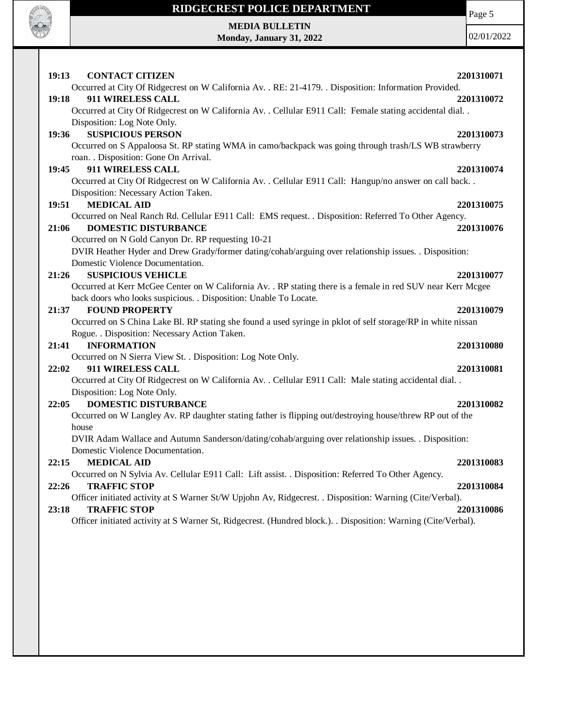**19:13 CONTACT CITIZEN 2201310071**

Occurred at City Of Ridgecrest on W California Av. . RE: 21-4179. . Disposition: Information Provided.

**19:18 911 WIRELESS CALL 2201310072**

Occurred at City Of Ridgecrest on W California Av. . Cellular E911 Call: Female stating accidental dial. . Disposition: Log Note Only.

**19:36 SUSPICIOUS PERSON 2201310073**

Occurred on S Appaloosa St. RP stating WMA in camo/backpack was going through trash/LS WB strawberry roan. . Disposition: Gone On Arrival.

**19:45 911 WIRELESS CALL 2201310074**

Occurred at City Of Ridgecrest on W California Av. . Cellular E911 Call: Hangup/no answer on call back. . Disposition: Necessary Action Taken.

**19:51 MEDICAL AID 2201310075**

Occurred on Neal Ranch Rd. Cellular E911 Call: EMS request. . Disposition: Referred To Other Agency.

**21:06 DOMESTIC DISTURBANCE 2201310076**

Occurred on N Gold Canyon Dr. RP requesting 10-21
DVIR Heather Hyder and Drew Grady/former dating/cohab/arguing over relationship issues. . Disposition: Domestic Violence Documentation.

**21:26 SUSPICIOUS VEHICLE 2201310077**

Occurred at Kerr McGee Center on W California Av. . RP stating there is a female in red SUV near Kerr Mcgee back doors who looks suspicious. . Disposition: Unable To Locate.

**21:37 FOUND PROPERTY 2201310079**

Occurred on S China Lake Bl. RP stating she found a used syringe in pklot of self storage/RP in white nissan Rogue. . Disposition: Necessary Action Taken.

**21:41 INFORMATION 2201310080**

Occurred on N Sierra View St. . Disposition: Log Note Only.

**22:02 911 WIRELESS CALL 2201310081**

Occurred at City Of Ridgecrest on W California Av. . Cellular E911 Call: Male stating accidental dial. . Disposition: Log Note Only.

**22:05 DOMESTIC DISTURBANCE 2201310082**

Occurred on W Langley Av. RP daughter stating father is flipping out/destroying house/threw RP out of the house
DVIR Adam Wallace and Autumn Sanderson/dating/cohab/arguing over relationship issues. . Disposition: Domestic Violence Documentation.

**22:15 MEDICAL AID 2201310083**

Occurred on N Sylvia Av. Cellular E911 Call: Lift assist. . Disposition: Referred To Other Agency.

**22:26 TRAFFIC STOP 2201310084**

Officer initiated activity at S Warner St/W Upjohn Av, Ridgecrest. . Disposition: Warning (Cite/Verbal).

**23:18 TRAFFIC STOP 2201310086**

Officer initiated activity at S Warner St, Ridgecrest. (Hundred block.). . Disposition: Warning (Cite/Verbal).